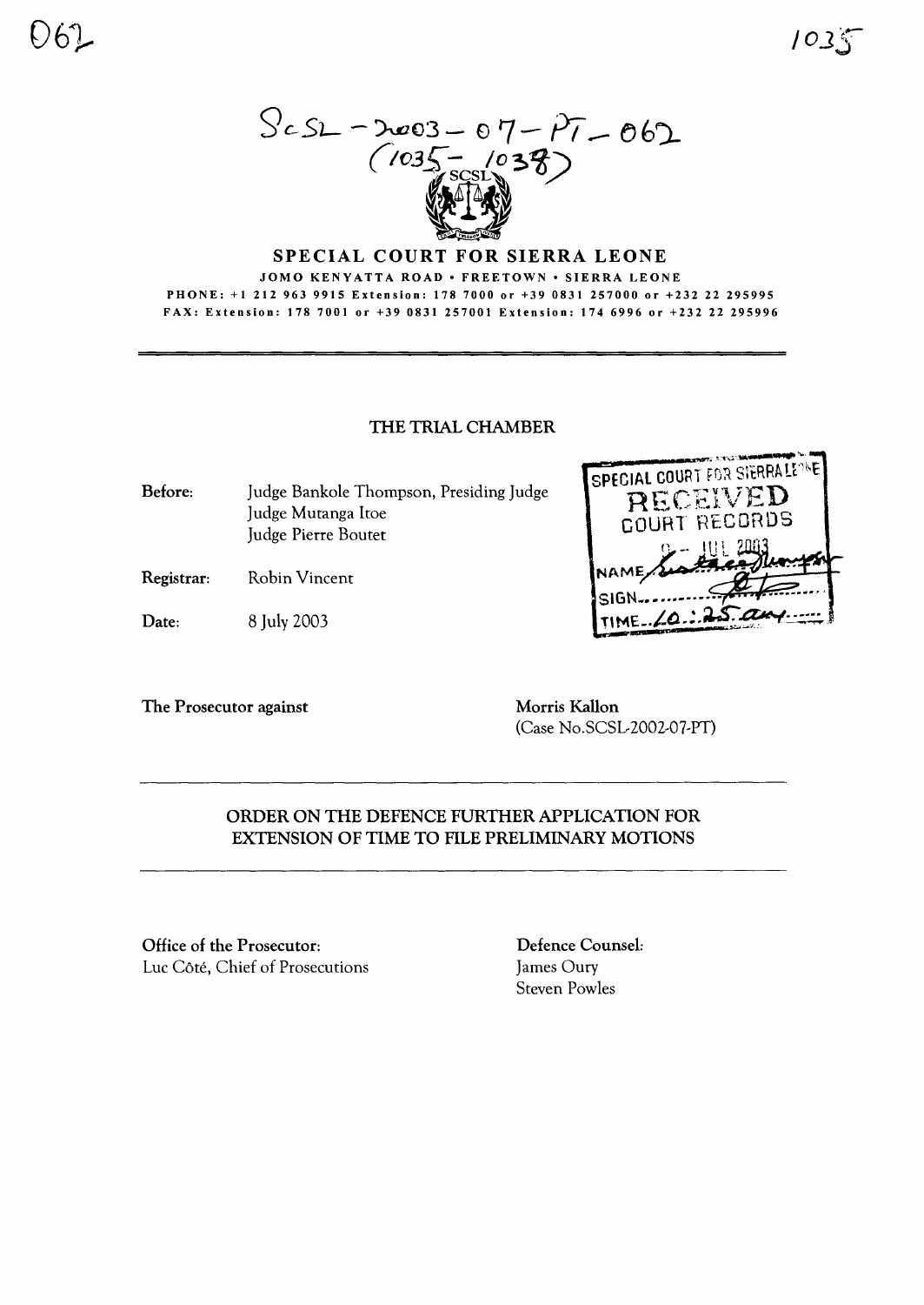SCSL-2003-07-PT-062
(1035-1038)

# SPECIAL COURT FOR SIERRA LEONE

JOMO KENYATTA ROAD • FREETOWN • SIERRA LEONE

PHONE: +1 212 963 9915 Extension: 178 7000 or +39 0831 257000 or +232 22 295995

FAX: Extension: 178 7001 or +39 0831 257001 Extension: 174 6996 or +232 22 295996

## THE TRIAL CHAMBER

**Before:** Judge Bankole Thompson, Presiding Judge
Judge Mutanga Itoe
Judge Pierre Boutet

**Registrar:** Robin Vincent

**Date:** 8 July 2003

SPECIAL COURT FOR SIERRA LEONE
RECEIVED
COURT RECORDS
9 - JUL 2003
NAME
SIGN
TIME 10:25 am

**The Prosecutor against** **Morris Kallon**
(Case No.SCSL-2002-07-PT)

## ORDER ON THE DEFENCE FURTHER APPLICATION FOR EXTENSION OF TIME TO FILE PRELIMINARY MOTIONS

**Office of the Prosecutor:**
Luc Côté, Chief of Prosecutions

**Defence Counsel:**
James Oury
Steven Powles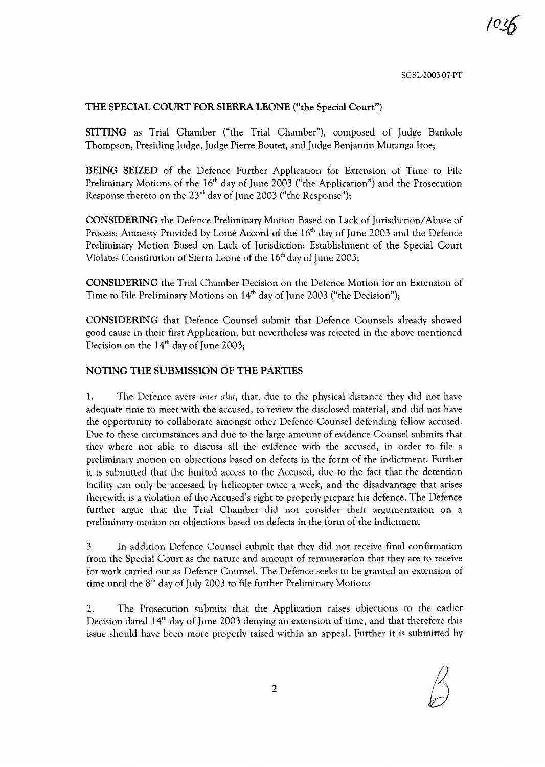**THE SPECIAL COURT FOR SIERRA LEONE ("the Special Court")**

**SITTING** as Trial Chamber ("the Trial Chamber"), composed of Judge Bankole Thompson, Presiding Judge, Judge Pierre Boutet, and Judge Benjamin Mutanga Itoe;

**BEING SEIZED** of the Defence Further Application for Extension of Time to File Preliminary Motions of the 16th day of June 2003 ("the Application") and the Prosecution Response thereto on the 23rd day of June 2003 ("the Response");

**CONSIDERING** the Defence Preliminary Motion Based on Lack of Jurisdiction/Abuse of Process: Amnesty Provided by Lomé Accord of the 16th day of June 2003 and the Defence Preliminary Motion Based on Lack of Jurisdiction: Establishment of the Special Court Violates Constitution of Sierra Leone of the 16th day of June 2003;

**CONSIDERING** the Trial Chamber Decision on the Defence Motion for an Extension of Time to File Preliminary Motions on 14th day of June 2003 ("the Decision");

**CONSIDERING** that Defence Counsel submit that Defence Counsels already showed good cause in their first Application, but nevertheless was rejected in the above mentioned Decision on the 14th day of June 2003;

**NOTING THE SUBMISSION OF THE PARTIES**

1. The Defence avers *inter alia*, that, due to the physical distance they did not have adequate time to meet with the accused, to review the disclosed material, and did not have the opportunity to collaborate amongst other Defence Counsel defending fellow accused. Due to these circumstances and due to the large amount of evidence Counsel submits that they where not able to discuss all the evidence with the accused, in order to file a preliminary motion on objections based on defects in the form of the indictment. Further it is submitted that the limited access to the Accused, due to the fact that the detention facility can only be accessed by helicopter twice a week, and the disadvantage that arises therewith is a violation of the Accused's right to properly prepare his defence. The Defence further argue that the Trial Chamber did not consider their argumentation on a preliminary motion on objections based on defects in the form of the indictment

3. In addition Defence Counsel submit that they did not receive final confirmation from the Special Court as the nature and amount of remuneration that they are to receive for work carried out as Defence Counsel. The Defence seeks to be granted an extension of time until the 8th day of July 2003 to file further Preliminary Motions

2. The Prosecution submits that the Application raises objections to the earlier Decision dated 14th day of June 2003 denying an extension of time, and that therefore this issue should have been more properly raised within an appeal. Further it is submitted by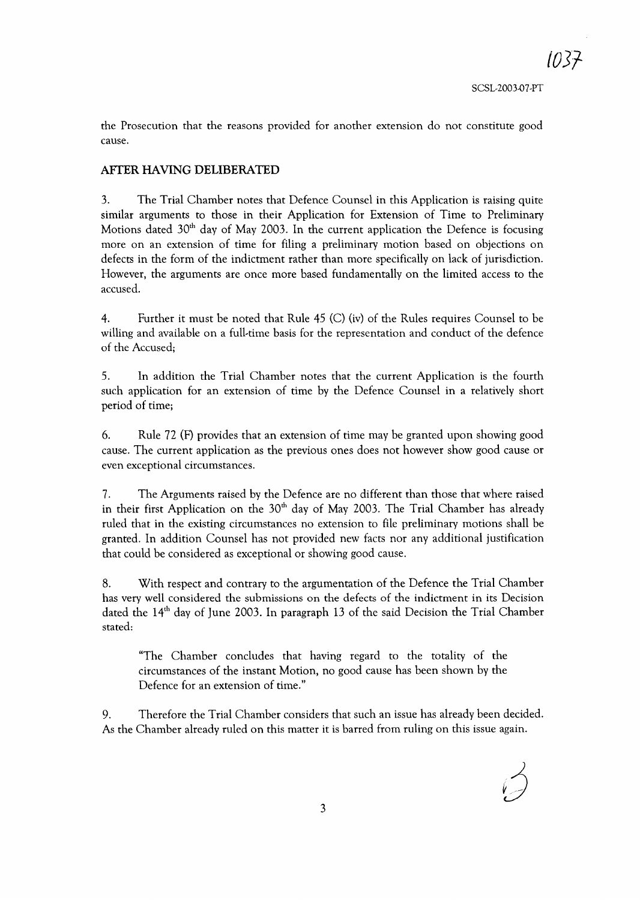the Prosecution that the reasons provided for another extension do not constitute good cause.

## AFTER HAVING DELIBERATED

3. The Trial Chamber notes that Defence Counsel in this Application is raising quite similar arguments to those in their Application for Extension of Time to Preliminary Motions dated 30th day of May 2003. In the current application the Defence is focusing more on an extension of time for filing a preliminary motion based on objections on defects in the form of the indictment rather than more specifically on lack of jurisdiction. However, the arguments are once more based fundamentally on the limited access to the accused.

4. Further it must be noted that Rule 45 (C) (iv) of the Rules requires Counsel to be willing and available on a full-time basis for the representation and conduct of the defence of the Accused;

5. In addition the Trial Chamber notes that the current Application is the fourth such application for an extension of time by the Defence Counsel in a relatively short period of time;

6. Rule 72 (F) provides that an extension of time may be granted upon showing good cause. The current application as the previous ones does not however show good cause or even exceptional circumstances.

7. The Arguments raised by the Defence are no different than those that where raised in their first Application on the 30th day of May 2003. The Trial Chamber has already ruled that in the existing circumstances no extension to file preliminary motions shall be granted. In addition Counsel has not provided new facts nor any additional justification that could be considered as exceptional or showing good cause.

8. With respect and contrary to the argumentation of the Defence the Trial Chamber has very well considered the submissions on the defects of the indictment in its Decision dated the 14th day of June 2003. In paragraph 13 of the said Decision the Trial Chamber stated:

> "The Chamber concludes that having regard to the totality of the circumstances of the instant Motion, no good cause has been shown by the Defence for an extension of time."

9. Therefore the Trial Chamber considers that such an issue has already been decided. As the Chamber already ruled on this matter it is barred from ruling on this issue again.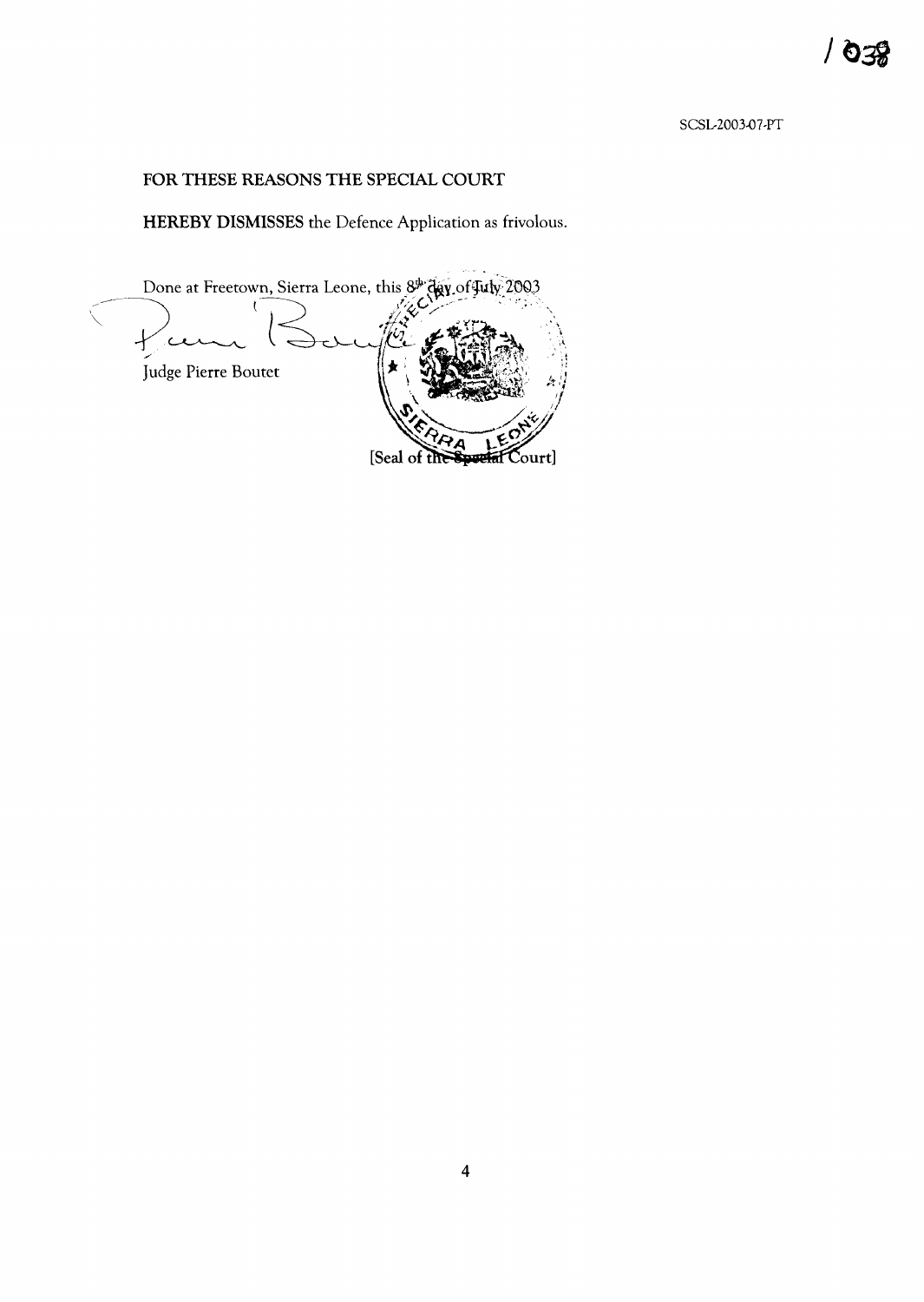SCSL-2003-07-PT

**FOR THESE REASONS THE SPECIAL COURT**

**HEREBY DISMISSES** the Defence Application as frivolous.

Done at Freetown, Sierra Leone, this 8th day of July 2003

Judge Pierre Boutet

[Seal of the Special Court]